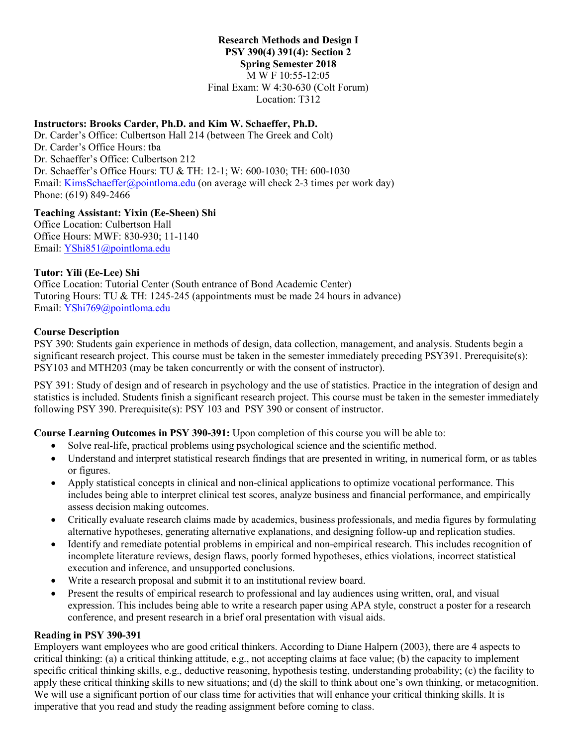**Research Methods and Design I**
**PSY 390(4) 391(4): Section 2**
**Spring Semester 2018**
M W F 10:55-12:05
Final Exam: W 4:30-630 (Colt Forum)
Location: T312

**Instructors: Brooks Carder, Ph.D. and Kim W. Schaeffer, Ph.D.**
Dr. Carder's Office: Culbertson Hall 214 (between The Greek and Colt)
Dr. Carder's Office Hours: tba
Dr. Schaeffer's Office: Culbertson 212
Dr. Schaeffer's Office Hours: TU & TH: 12-1; W: 600-1030; TH: 600-1030
Email: KimsSchaeffer@pointloma.edu (on average will check 2-3 times per work day)
Phone: (619) 849-2466

**Teaching Assistant: Yixin (Ee-Sheen) Shi**
Office Location: Culbertson Hall
Office Hours: MWF: 830-930; 11-1140
Email: YShi851@pointloma.edu

**Tutor: Yili (Ee-Lee) Shi**
Office Location: Tutorial Center (South entrance of Bond Academic Center)
Tutoring Hours: TU & TH: 1245-245 (appointments must be made 24 hours in advance)
Email: YShi769@pointloma.edu

**Course Description**

PSY 390: Students gain experience in methods of design, data collection, management, and analysis. Students begin a significant research project. This course must be taken in the semester immediately preceding PSY391. Prerequisite(s): PSY103 and MTH203 (may be taken concurrently or with the consent of instructor).

PSY 391: Study of design and of research in psychology and the use of statistics. Practice in the integration of design and statistics is included. Students finish a significant research project. This course must be taken in the semester immediately following PSY 390. Prerequisite(s): PSY 103 and PSY 390 or consent of instructor.

**Course Learning Outcomes in PSY 390-391:** Upon completion of this course you will be able to:

- Solve real-life, practical problems using psychological science and the scientific method.
- Understand and interpret statistical research findings that are presented in writing, in numerical form, or as tables or figures.
- Apply statistical concepts in clinical and non-clinical applications to optimize vocational performance. This includes being able to interpret clinical test scores, analyze business and financial performance, and empirically assess decision making outcomes.
- Critically evaluate research claims made by academics, business professionals, and media figures by formulating alternative hypotheses, generating alternative explanations, and designing follow-up and replication studies.
- Identify and remediate potential problems in empirical and non-empirical research. This includes recognition of incomplete literature reviews, design flaws, poorly formed hypotheses, ethics violations, incorrect statistical execution and inference, and unsupported conclusions.
- Write a research proposal and submit it to an institutional review board.
- Present the results of empirical research to professional and lay audiences using written, oral, and visual expression. This includes being able to write a research paper using APA style, construct a poster for a research conference, and present research in a brief oral presentation with visual aids.

**Reading in PSY 390-391**

Employers want employees who are good critical thinkers. According to Diane Halpern (2003), there are 4 aspects to critical thinking: (a) a critical thinking attitude, e.g., not accepting claims at face value; (b) the capacity to implement specific critical thinking skills, e.g., deductive reasoning, hypothesis testing, understanding probability; (c) the facility to apply these critical thinking skills to new situations; and (d) the skill to think about one's own thinking, or metacognition. We will use a significant portion of our class time for activities that will enhance your critical thinking skills. It is imperative that you read and study the reading assignment before coming to class.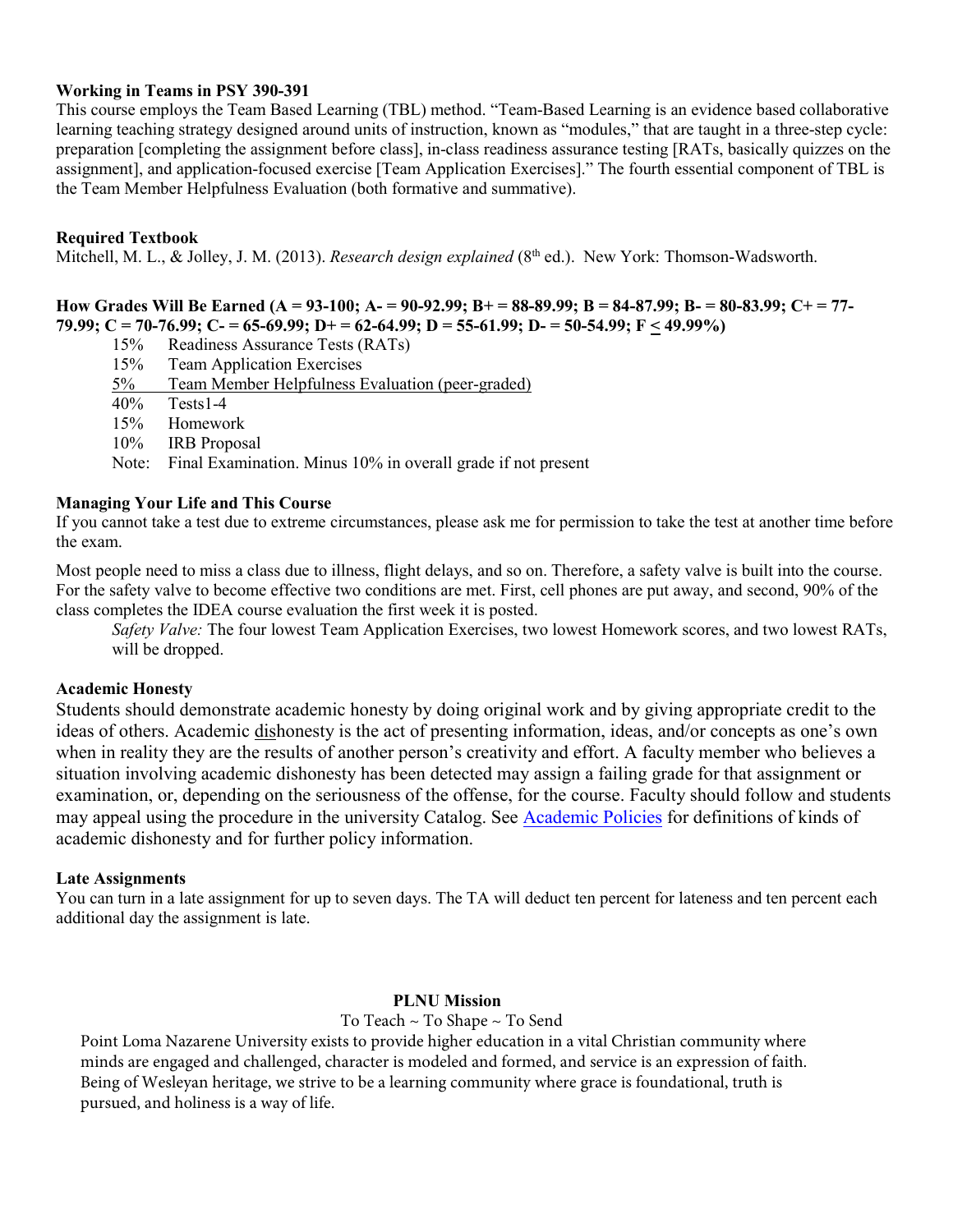**Working in Teams in PSY 390-391**

This course employs the Team Based Learning (TBL) method. "Team-Based Learning is an evidence based collaborative learning teaching strategy designed around units of instruction, known as "modules," that are taught in a three-step cycle: preparation [completing the assignment before class], in-class readiness assurance testing [RATs, basically quizzes on the assignment], and application-focused exercise [Team Application Exercises]." The fourth essential component of TBL is the Team Member Helpfulness Evaluation (both formative and summative).

**Required Textbook**

Mitchell, M. L., & Jolley, J. M. (2013). *Research design explained* (8th ed.). New York: Thomson-Wadsworth.

**How Grades Will Be Earned (A = 93-100; A- = 90-92.99; B+ = 88-89.99; B = 84-87.99; B- = 80-83.99; C+ = 77-79.99; C = 70-76.99; C- = 65-69.99; D+ = 62-64.99; D = 55-61.99; D- = 50-54.99; F ≤ 49.99%)**

- 15% Readiness Assurance Tests (RATs)
- 15% Team Application Exercises
- 5% Team Member Helpfulness Evaluation (peer-graded)
- 40% Tests1-4
- 15% Homework
- 10% IRB Proposal
- Note: Final Examination. Minus 10% in overall grade if not present

**Managing Your Life and This Course**

If you cannot take a test due to extreme circumstances, please ask me for permission to take the test at another time before the exam.

Most people need to miss a class due to illness, flight delays, and so on. Therefore, a safety valve is built into the course. For the safety valve to become effective two conditions are met. First, cell phones are put away, and second, 90% of the class completes the IDEA course evaluation the first week it is posted.

*Safety Valve:* The four lowest Team Application Exercises, two lowest Homework scores, and two lowest RATs, will be dropped.

**Academic Honesty**

Students should demonstrate academic honesty by doing original work and by giving appropriate credit to the ideas of others. Academic dishonesty is the act of presenting information, ideas, and/or concepts as one's own when in reality they are the results of another person's creativity and effort. A faculty member who believes a situation involving academic dishonesty has been detected may assign a failing grade for that assignment or examination, or, depending on the seriousness of the offense, for the course. Faculty should follow and students may appeal using the procedure in the university Catalog. See Academic Policies for definitions of kinds of academic dishonesty and for further policy information.

**Late Assignments**

You can turn in a late assignment for up to seven days. The TA will deduct ten percent for lateness and ten percent each additional day the assignment is late.

**PLNU Mission**

To Teach ~ To Shape ~ To Send

Point Loma Nazarene University exists to provide higher education in a vital Christian community where minds are engaged and challenged, character is modeled and formed, and service is an expression of faith. Being of Wesleyan heritage, we strive to be a learning community where grace is foundational, truth is pursued, and holiness is a way of life.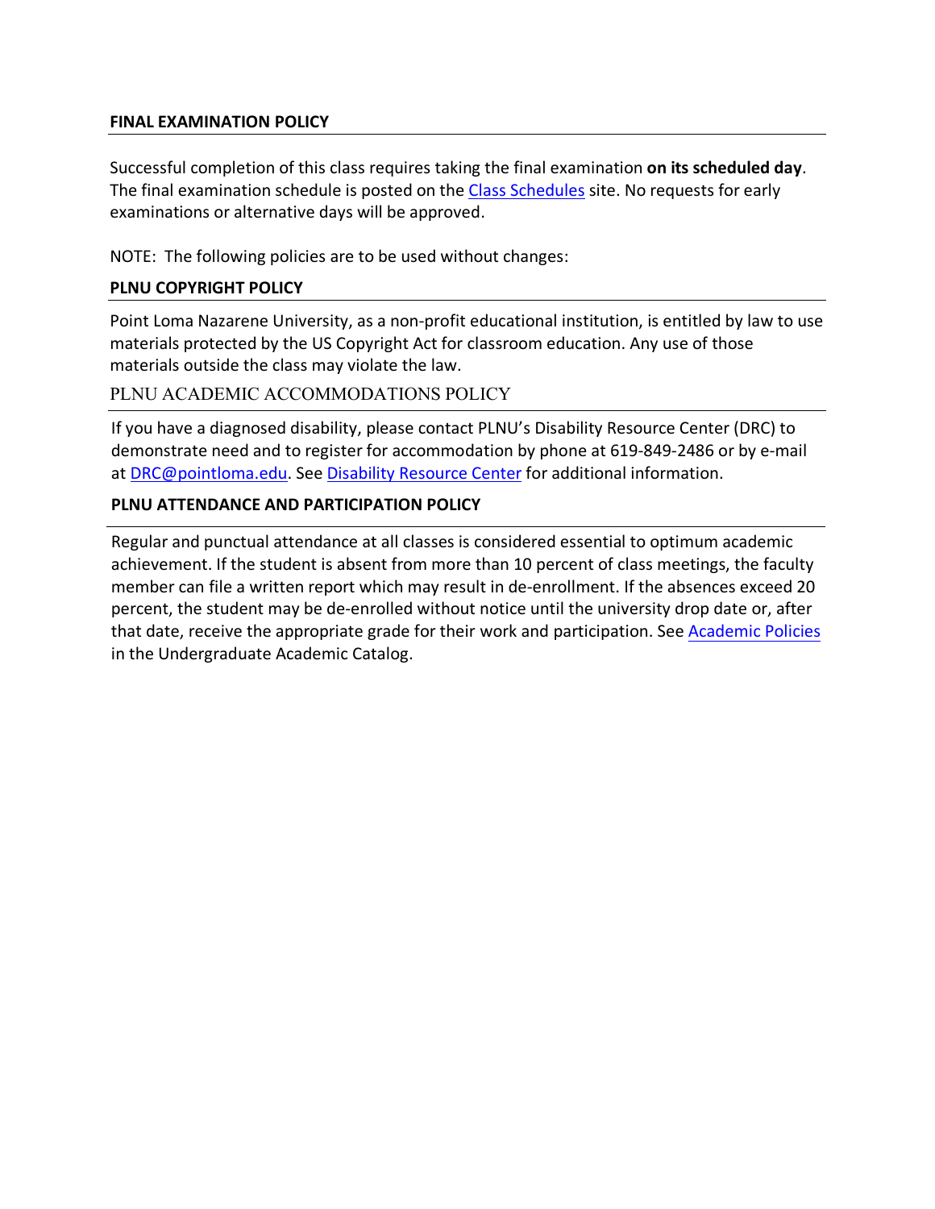## FINAL EXAMINATION POLICY

Successful completion of this class requires taking the final examination **on its scheduled day**. The final examination schedule is posted on the [Class Schedules](Class Schedules) site. No requests for early examinations or alternative days will be approved.

NOTE: The following policies are to be used without changes:

## PLNU COPYRIGHT POLICY

Point Loma Nazarene University, as a non-profit educational institution, is entitled by law to use materials protected by the US Copyright Act for classroom education. Any use of those materials outside the class may violate the law.

## PLNU ACADEMIC ACCOMMODATIONS POLICY

If you have a diagnosed disability, please contact PLNU's Disability Resource Center (DRC) to demonstrate need and to register for accommodation by phone at 619-849-2486 or by e-mail at DRC@pointloma.edu. See Disability Resource Center for additional information.

## PLNU ATTENDANCE AND PARTICIPATION POLICY

Regular and punctual attendance at all classes is considered essential to optimum academic achievement. If the student is absent from more than 10 percent of class meetings, the faculty member can file a written report which may result in de-enrollment. If the absences exceed 20 percent, the student may be de-enrolled without notice until the university drop date or, after that date, receive the appropriate grade for their work and participation. See Academic Policies in the Undergraduate Academic Catalog.